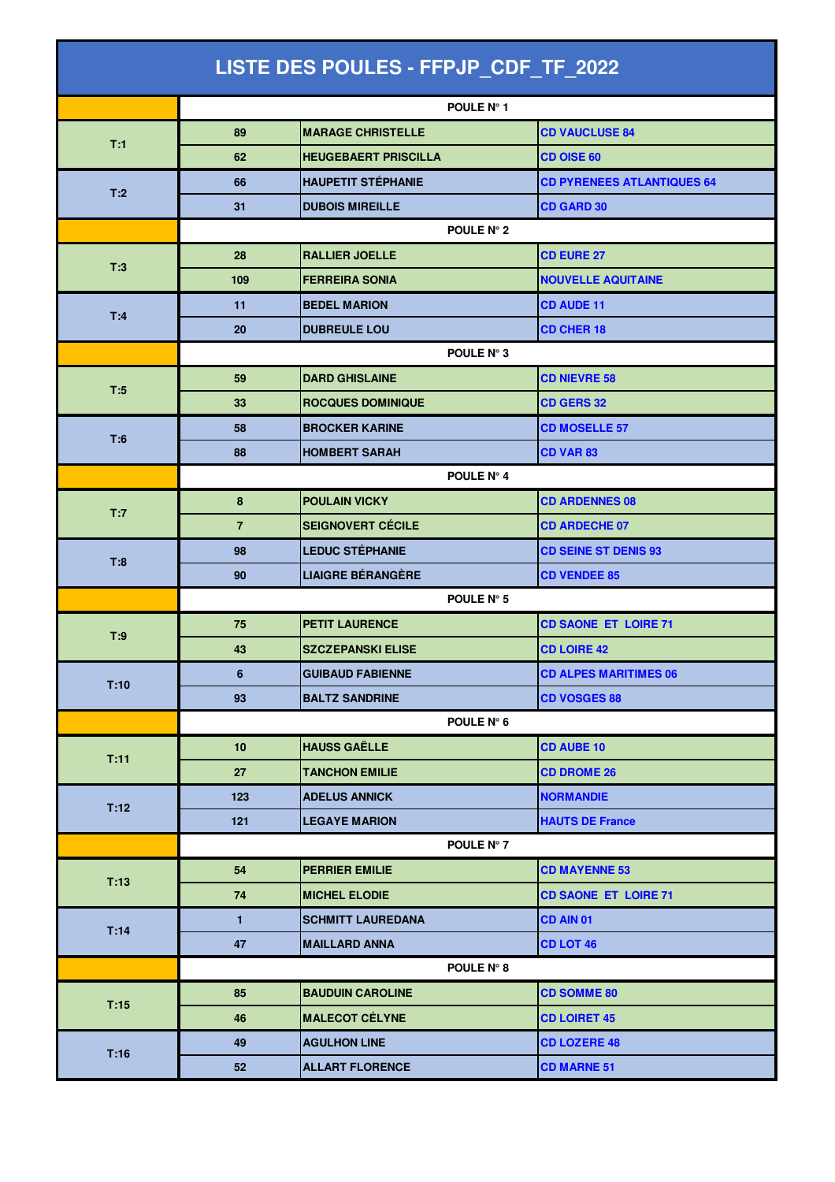# LISTE DES POULES - FFPJP_CDF_TF_2022

| | | | |
|---|---|---|---|
| | POULE N° 1 | | |
| T:1 | 89 | MARAGE CHRISTELLE | CD VAUCLUSE 84 |
| | 62 | HEUGEBAERT PRISCILLA | CD OISE 60 |
| T:2 | 66 | HAUPETIT STÉPHANIE | CD PYRENEES ATLANTIQUES 64 |
| | 31 | DUBOIS MIREILLE | CD GARD 30 |
| | POULE N° 2 | | |
| T:3 | 28 | RALLIER JOELLE | CD EURE 27 |
| | 109 | FERREIRA SONIA | NOUVELLE AQUITAINE |
| T:4 | 11 | BEDEL MARION | CD AUDE 11 |
| | 20 | DUBREULE LOU | CD CHER 18 |
| | POULE N° 3 | | |
| T:5 | 59 | DARD GHISLAINE | CD NIEVRE 58 |
| | 33 | ROCQUES DOMINIQUE | CD GERS 32 |
| T:6 | 58 | BROCKER KARINE | CD MOSELLE 57 |
| | 88 | HOMBERT SARAH | CD VAR 83 |
| | POULE N° 4 | | |
| T:7 | 8 | POULAIN VICKY | CD ARDENNES 08 |
| | 7 | SEIGNOVERT CÉCILE | CD ARDECHE 07 |
| T:8 | 98 | LEDUC STÉPHANIE | CD SEINE ST DENIS 93 |
| | 90 | LIAIGRE BÉRANGÈRE | CD VENDEE 85 |
| | POULE N° 5 | | |
| T:9 | 75 | PETIT LAURENCE | CD SAONE ET LOIRE 71 |
| | 43 | SZCZEPANSKI ELISE | CD LOIRE 42 |
| T:10 | 6 | GUIBAUD FABIENNE | CD ALPES MARITIMES 06 |
| | 93 | BALTZ SANDRINE | CD VOSGES 88 |
| | POULE N° 6 | | |
| T:11 | 10 | HAUSS GAËLLE | CD AUBE 10 |
| | 27 | TANCHON EMILIE | CD DROME 26 |
| T:12 | 123 | ADELUS ANNICK | NORMANDIE |
| | 121 | LEGAYE MARION | HAUTS DE France |
| | POULE N° 7 | | |
| T:13 | 54 | PERRIER EMILIE | CD MAYENNE 53 |
| | 74 | MICHEL ELODIE | CD SAONE ET LOIRE 71 |
| T:14 | 1 | SCHMITT LAUREDANA | CD AIN 01 |
| | 47 | MAILLARD ANNA | CD LOT 46 |
| | POULE N° 8 | | |
| T:15 | 85 | BAUDUIN CAROLINE | CD SOMME 80 |
| | 46 | MALECOT CÉLYNE | CD LOIRET 45 |
| T:16 | 49 | AGULHON LINE | CD LOZERE 48 |
| | 52 | ALLART FLORENCE | CD MARNE 51 |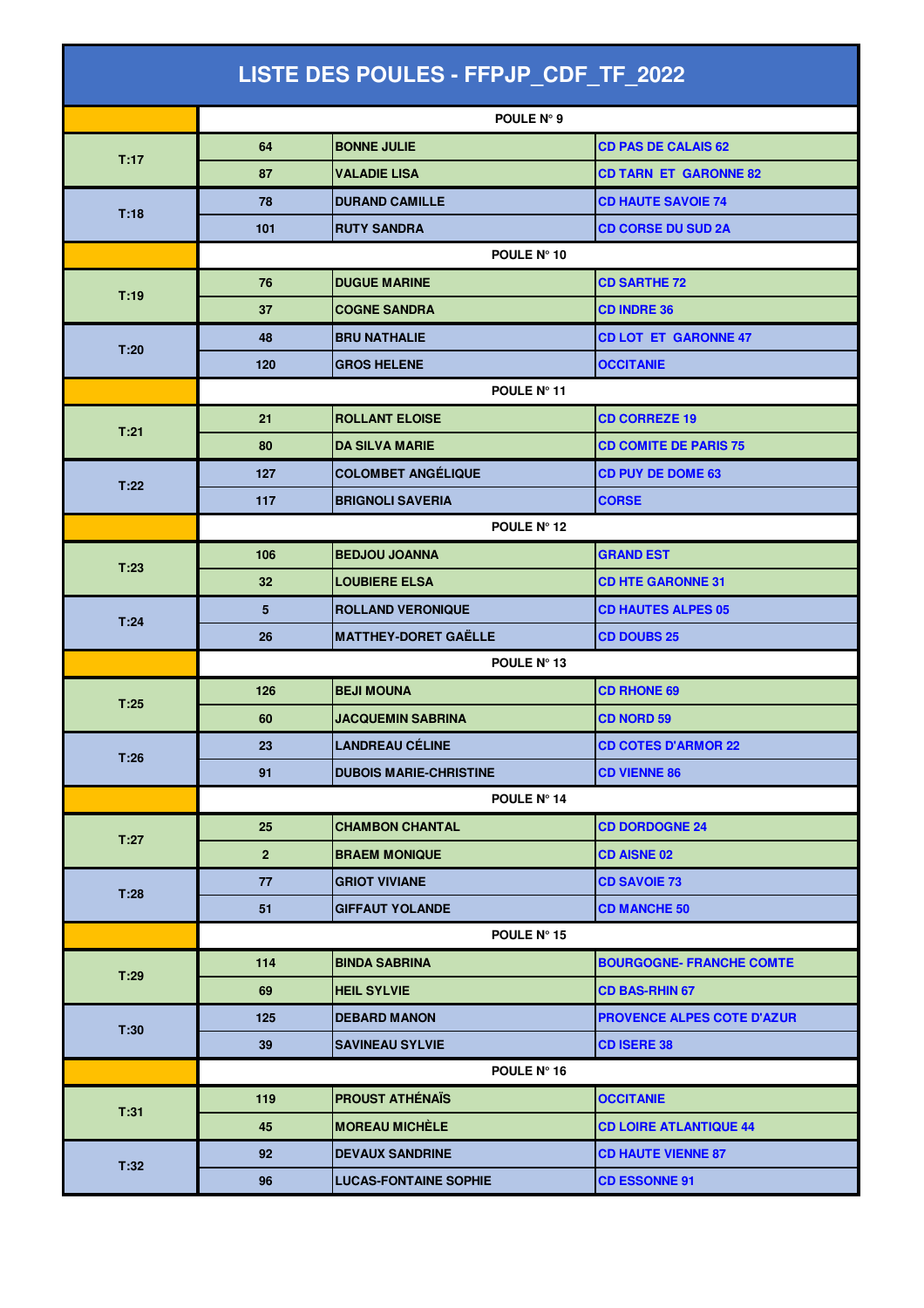# LISTE DES POULES - FFPJP_CDF_TF_2022

| | | | |
|---|---|---|---|
| | POULE N° 9 | | |
| T:17 | 64 | BONNE JULIE | CD PAS DE CALAIS 62 |
| | 87 | VALADIE LISA | CD TARN ET GARONNE 82 |
| T:18 | 78 | DURAND CAMILLE | CD HAUTE SAVOIE 74 |
| | 101 | RUTY SANDRA | CD CORSE DU SUD 2A |
| | POULE N° 10 | | |
| T:19 | 76 | DUGUE MARINE | CD SARTHE 72 |
| | 37 | COGNE SANDRA | CD INDRE 36 |
| T:20 | 48 | BRU NATHALIE | CD LOT ET GARONNE 47 |
| | 120 | GROS HELENE | OCCITANIE |
| | POULE N° 11 | | |
| T:21 | 21 | ROLLANT ELOISE | CD CORREZE 19 |
| | 80 | DA SILVA MARIE | CD COMITE DE PARIS 75 |
| T:22 | 127 | COLOMBET ANGÉLIQUE | CD PUY DE DOME 63 |
| | 117 | BRIGNOLI SAVERIA | CORSE |
| | POULE N° 12 | | |
| T:23 | 106 | BEDJOU JOANNA | GRAND EST |
| | 32 | LOUBIERE ELSA | CD HTE GARONNE 31 |
| T:24 | 5 | ROLLAND VERONIQUE | CD HAUTES ALPES 05 |
| | 26 | MATTHEY-DORET GAËLLE | CD DOUBS 25 |
| | POULE N° 13 | | |
| T:25 | 126 | BEJI MOUNA | CD RHONE 69 |
| | 60 | JACQUEMIN SABRINA | CD NORD 59 |
| T:26 | 23 | LANDREAU CÉLINE | CD COTES D'ARMOR 22 |
| | 91 | DUBOIS MARIE-CHRISTINE | CD VIENNE 86 |
| | POULE N° 14 | | |
| T:27 | 25 | CHAMBON CHANTAL | CD DORDOGNE 24 |
| | 2 | BRAEM MONIQUE | CD AISNE 02 |
| T:28 | 77 | GRIOT VIVIANE | CD SAVOIE 73 |
| | 51 | GIFFAUT YOLANDE | CD MANCHE 50 |
| | POULE N° 15 | | |
| T:29 | 114 | BINDA SABRINA | BOURGOGNE- FRANCHE COMTE |
| | 69 | HEIL SYLVIE | CD BAS-RHIN 67 |
| T:30 | 125 | DEBARD MANON | PROVENCE ALPES COTE D'AZUR |
| | 39 | SAVINEAU SYLVIE | CD ISERE 38 |
| | POULE N° 16 | | |
| T:31 | 119 | PROUST ATHÉNAÏS | OCCITANIE |
| | 45 | MOREAU MICHÈLE | CD LOIRE ATLANTIQUE 44 |
| T:32 | 92 | DEVAUX SANDRINE | CD HAUTE VIENNE 87 |
| | 96 | LUCAS-FONTAINE SOPHIE | CD ESSONNE 91 |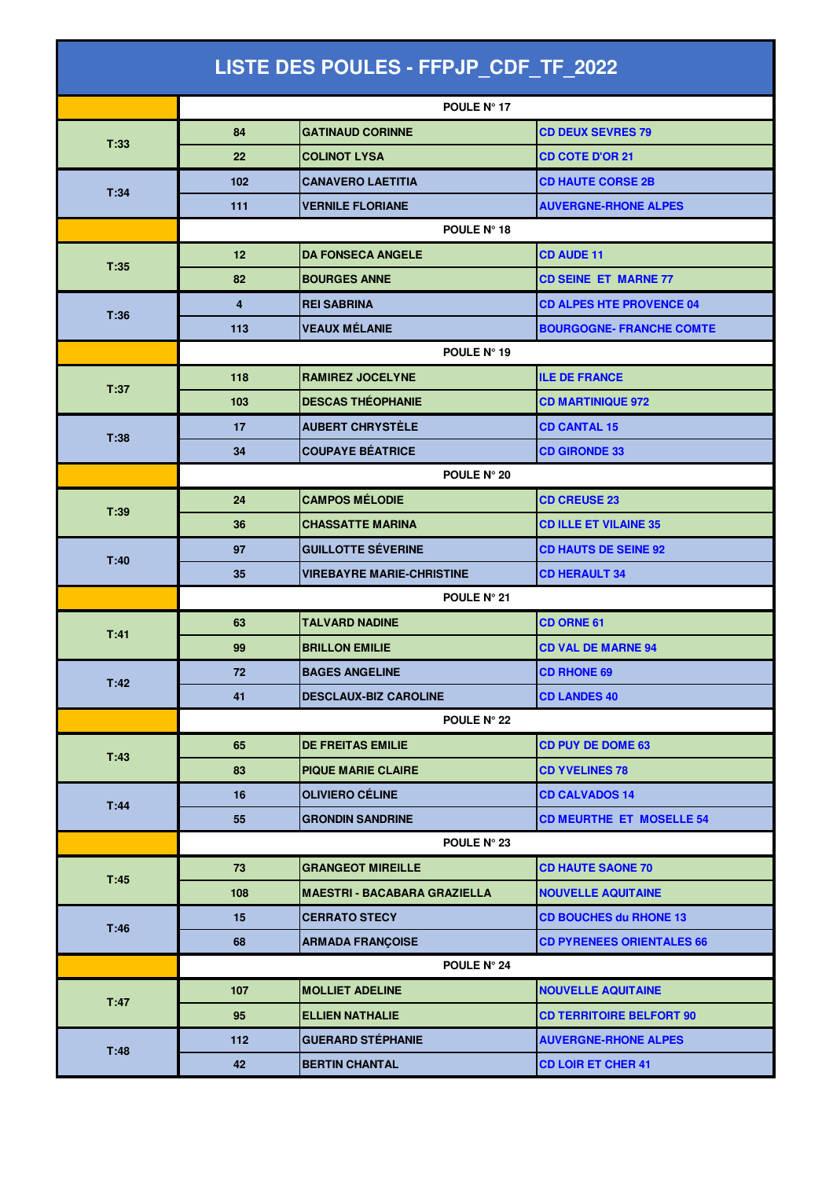# LISTE DES POULES - FFPJP_CDF_TF_2022

| | | | |
|---|---|---|---|
| | POULE N° 17 | | |
| T:33 | 84 | GATINAUD CORINNE | CD DEUX SEVRES 79 |
| | 22 | COLINOT LYSA | CD COTE D'OR 21 |
| T:34 | 102 | CANAVERO LAETITIA | CD HAUTE CORSE 2B |
| | 111 | VERNILE FLORIANE | AUVERGNE-RHONE ALPES |
| | POULE N° 18 | | |
| T:35 | 12 | DA FONSECA ANGELE | CD AUDE 11 |
| | 82 | BOURGES ANNE | CD SEINE ET MARNE 77 |
| T:36 | 4 | REI SABRINA | CD ALPES HTE PROVENCE 04 |
| | 113 | VEAUX MÉLANIE | BOURGOGNE- FRANCHE COMTE |
| | POULE N° 19 | | |
| T:37 | 118 | RAMIREZ JOCELYNE | ILE DE FRANCE |
| | 103 | DESCAS THÉOPHANIE | CD MARTINIQUE 972 |
| T:38 | 17 | AUBERT CHRYSTÈLE | CD CANTAL 15 |
| | 34 | COUPAYE BÉATRICE | CD GIRONDE 33 |
| | POULE N° 20 | | |
| T:39 | 24 | CAMPOS MÉLODIE | CD CREUSE 23 |
| | 36 | CHASSATTE MARINA | CD ILLE ET VILAINE 35 |
| T:40 | 97 | GUILLOTTE SÉVERINE | CD HAUTS DE SEINE 92 |
| | 35 | VIREBAYRE MARIE-CHRISTINE | CD HERAULT 34 |
| | POULE N° 21 | | |
| T:41 | 63 | TALVARD NADINE | CD ORNE 61 |
| | 99 | BRILLON EMILIE | CD VAL DE MARNE 94 |
| T:42 | 72 | BAGES ANGELINE | CD RHONE 69 |
| | 41 | DESCLAUX-BIZ CAROLINE | CD LANDES 40 |
| | POULE N° 22 | | |
| T:43 | 65 | DE FREITAS EMILIE | CD PUY DE DOME 63 |
| | 83 | PIQUE MARIE CLAIRE | CD YVELINES 78 |
| T:44 | 16 | OLIVIERO CÉLINE | CD CALVADOS 14 |
| | 55 | GRONDIN SANDRINE | CD MEURTHE ET MOSELLE 54 |
| | POULE N° 23 | | |
| T:45 | 73 | GRANGEOT MIREILLE | CD HAUTE SAONE 70 |
| | 108 | MAESTRI - BACABARA GRAZIELLA | NOUVELLE AQUITAINE |
| T:46 | 15 | CERRATO STECY | CD BOUCHES du RHONE 13 |
| | 68 | ARMADA FRANÇOISE | CD PYRENEES ORIENTALES 66 |
| | POULE N° 24 | | |
| T:47 | 107 | MOLLIET ADELINE | NOUVELLE AQUITAINE |
| | 95 | ELLIEN NATHALIE | CD TERRITOIRE BELFORT 90 |
| T:48 | 112 | GUERARD STÉPHANIE | AUVERGNE-RHONE ALPES |
| | 42 | BERTIN CHANTAL | CD LOIR ET CHER 41 |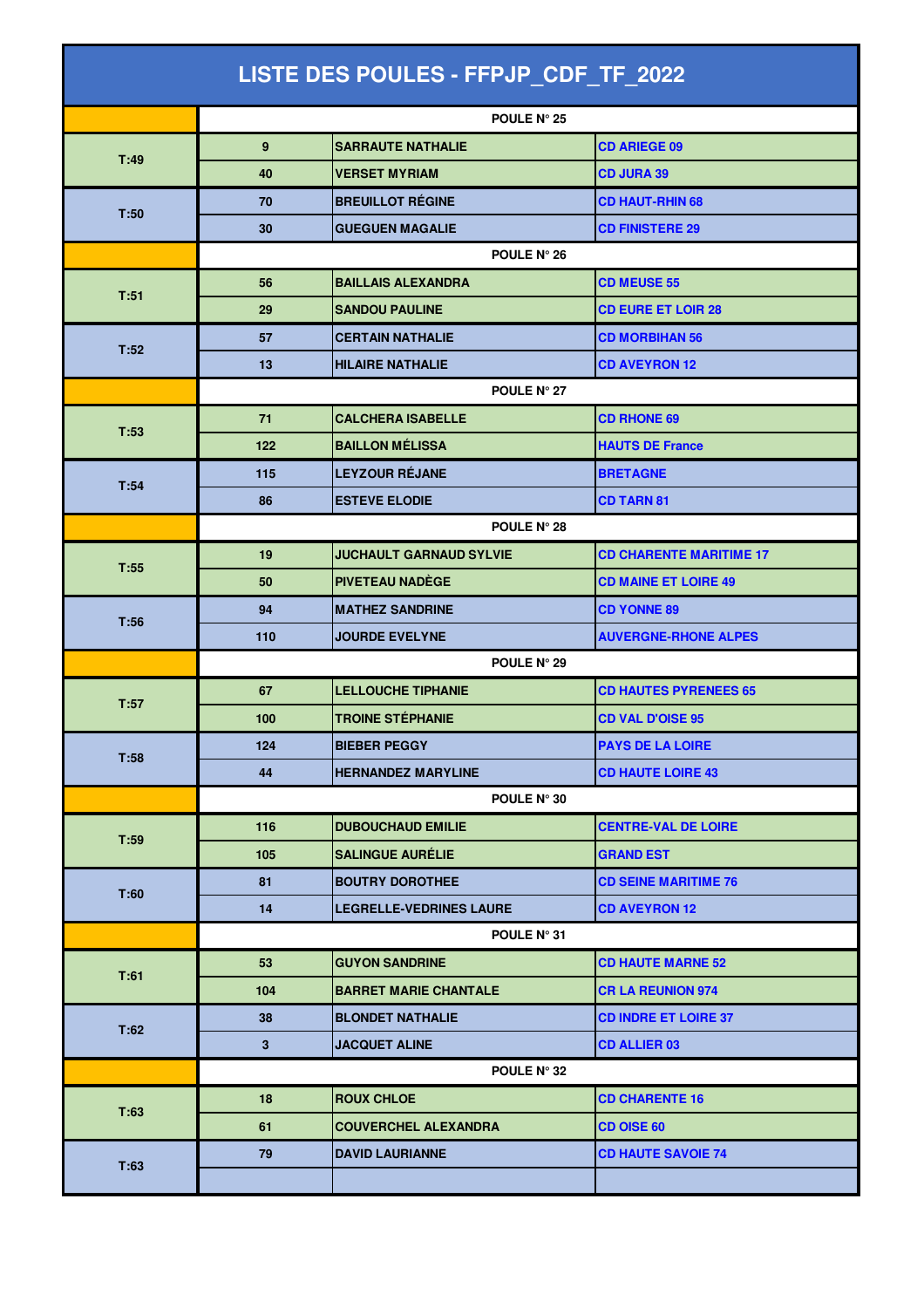# LISTE DES POULES - FFPJP_CDF_TF_2022

| | | | |
|---|---|---|---|
| | POULE N° 25 | | |
| T:49 | 9 | SARRAUTE NATHALIE | CD ARIEGE 09 |
| | 40 | VERSET MYRIAM | CD JURA 39 |
| T:50 | 70 | BREUILLOT RÉGINE | CD HAUT-RHIN 68 |
| | 30 | GUEGUEN MAGALIE | CD FINISTERE 29 |
| | POULE N° 26 | | |
| T:51 | 56 | BAILLAIS ALEXANDRA | CD MEUSE 55 |
| | 29 | SANDOU PAULINE | CD EURE ET LOIR 28 |
| T:52 | 57 | CERTAIN NATHALIE | CD MORBIHAN 56 |
| | 13 | HILAIRE NATHALIE | CD AVEYRON 12 |
| | POULE N° 27 | | |
| T:53 | 71 | CALCHERA ISABELLE | CD RHONE 69 |
| | 122 | BAILLON MÉLISSA | HAUTS DE France |
| T:54 | 115 | LEYZOUR RÉJANE | BRETAGNE |
| | 86 | ESTEVE ELODIE | CD TARN 81 |
| | POULE N° 28 | | |
| T:55 | 19 | JUCHAULT GARNAUD SYLVIE | CD CHARENTE MARITIME 17 |
| | 50 | PIVETEAU NADÈGE | CD MAINE ET LOIRE 49 |
| T:56 | 94 | MATHEZ SANDRINE | CD YONNE 89 |
| | 110 | JOURDE EVELYNE | AUVERGNE-RHONE ALPES |
| | POULE N° 29 | | |
| T:57 | 67 | LELLOUCHE TIPHANIE | CD HAUTES PYRENEES 65 |
| | 100 | TROINE STÉPHANIE | CD VAL D'OISE 95 |
| T:58 | 124 | BIEBER PEGGY | PAYS DE LA LOIRE |
| | 44 | HERNANDEZ MARYLINE | CD HAUTE LOIRE 43 |
| | POULE N° 30 | | |
| T:59 | 116 | DUBOUCHAUD EMILIE | CENTRE-VAL DE LOIRE |
| | 105 | SALINGUE AURÉLIE | GRAND EST |
| T:60 | 81 | BOUTRY DOROTHEE | CD SEINE MARITIME 76 |
| | 14 | LEGRELLE-VEDRINES LAURE | CD AVEYRON 12 |
| | POULE N° 31 | | |
| T:61 | 53 | GUYON SANDRINE | CD HAUTE MARNE 52 |
| | 104 | BARRET MARIE CHANTALE | CR LA REUNION 974 |
| T:62 | 38 | BLONDET NATHALIE | CD INDRE ET LOIRE 37 |
| | 3 | JACQUET ALINE | CD ALLIER 03 |
| | POULE N° 32 | | |
| T:63 | 18 | ROUX CHLOE | CD CHARENTE 16 |
| | 61 | COUVERCHEL ALEXANDRA | CD OISE 60 |
| T:63 | 79 | DAVID LAURIANNE | CD HAUTE SAVOIE 74 |
| | | | |